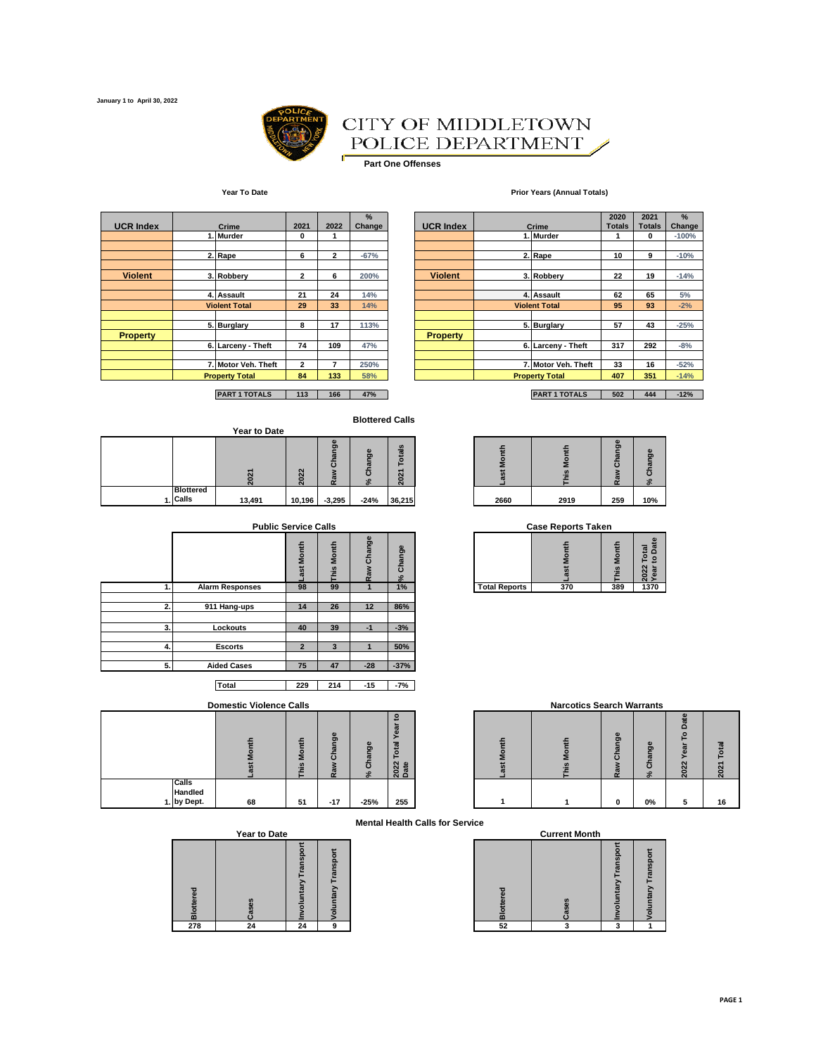January 1 to April 30, 2022

# CITY OF MIDDLETOWN POLICE DEPARTMENT

**Part One Offenses**

**Year To Date**

| UCR Index | Crime | 2021 | 2022 | % Change |
|---|---|---|---|---|
| Violent | 1. Murder | 0 | 1 | |
| | 2. Rape | 6 | 2 | -67% |
| | 3. Robbery | 2 | 6 | 200% |
| | 4. Assault | 21 | 24 | 14% |
| | Violent Total | 29 | 33 | 14% |
| Property | 5. Burglary | 8 | 17 | 113% |
| | 6. Larceny - Theft | 74 | 109 | 47% |
| | 7. Motor Veh. Theft | 2 | 7 | 250% |
| | Property Total | 84 | 133 | 58% |
| | PART 1 TOTALS | 113 | 166 | 47% |

**Prior Years (Annual Totals)**

| UCR Index | Crime | 2020 Totals | 2021 Totals | % Change |
|---|---|---|---|---|
| Violent | 1. Murder | 1 | 0 | -100% |
| | 2. Rape | 10 | 9 | -10% |
| | 3. Robbery | 22 | 19 | -14% |
| | 4. Assault | 62 | 65 | 5% |
| | Violent Total | 95 | 93 | -2% |
| Property | 5. Burglary | 57 | 43 | -25% |
| | 6. Larceny - Theft | 317 | 292 | -8% |
| | 7. Motor Veh. Theft | 33 | 16 | -52% |
| | Property Total | 407 | 351 | -14% |
| | PART 1 TOTALS | 502 | 444 | -12% |

## Blottered Calls

**Year to Date**

| | 2021 | 2022 | Raw Change | % Change | 2021 Totals |
|---|---|---|---|---|---|
| 1. Blottered Calls | 13,491 | 10,196 | -3,295 | -24% | 36,215 |

| Last Month | This Month | Raw Change | % Change |
|---|---|---|---|
| 2660 | 2919 | 259 | 10% |

**Public Service Calls**

| | | Last Month | This Month | Raw Change | % Change |
|---|---|---|---|---|---|
| 1. | Alarm Responses | 98 | 99 | 1 | 1% |
| 2. | 911 Hang-ups | 14 | 26 | 12 | 86% |
| 3. | Lockouts | 40 | 39 | -1 | -3% |
| 4. | Escorts | 2 | 3 | 1 | 50% |
| 5. | Aided Cases | 75 | 47 | -28 | -37% |
| | Total | 229 | 214 | -15 | -7% |

**Case Reports Taken**

| | Last Month | This Month | 2022 Total Year to Date |
|---|---|---|---|
| Total Reports | 370 | 389 | 1370 |

**Domestic Violence Calls**

| | Last Month | This Month | Raw Change | % Change | 2022 Total Year to Date |
|---|---|---|---|---|---|
| 1. Calls Handled by Dept. | 68 | 51 | -17 | -25% | 255 |

**Narcotics Search Warrants**

| Last Month | This Month | Raw Change | % Change | 2022 Year To Date | 2021 Total |
|---|---|---|---|---|---|
| 1 | 1 | 0 | 0% | 5 | 16 |

**Mental Health Calls for Service**

**Year to Date**

| Blottered | Cases | Involuntary Transport | Voluntary Transport |
|---|---|---|---|
| 278 | 24 | 24 | 9 |

**Current Month**

| Blottered | Cases | Involuntary Transport | Voluntary Transport |
|---|---|---|---|
| 52 | 3 | 3 | 1 |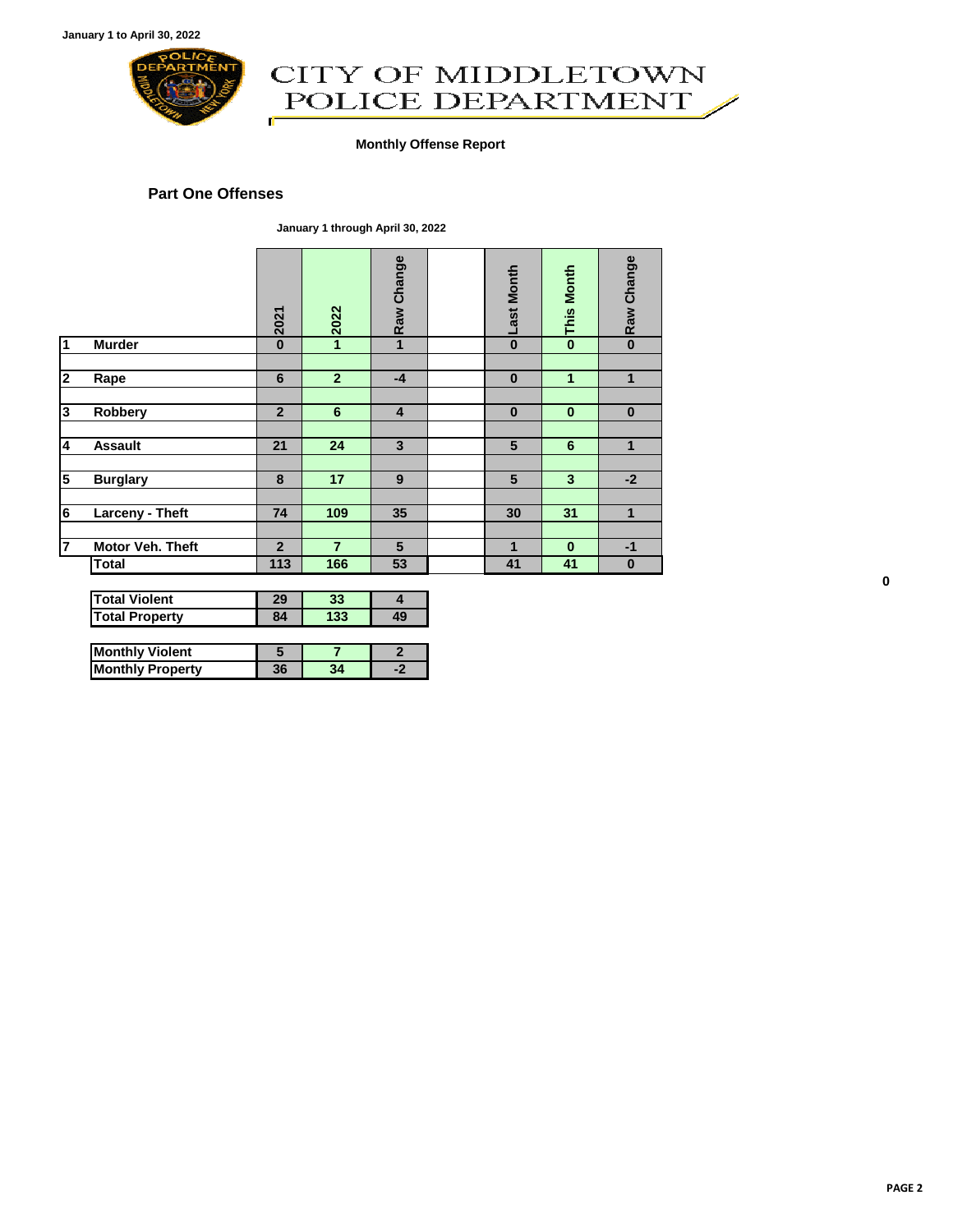January 1 to April 30, 2022

# CITY OF MIDDLETOWN POLICE DEPARTMENT

**Monthly Offense Report**

## Part One Offenses

**January 1 through April 30, 2022**

| # | Offense | 2021 | 2022 | Raw Change | | Last Month | This Month | Raw Change |
|---|---|---|---|---|---|---|---|---|
| 1 | Murder | 0 | 1 | 1 | | 0 | 0 | 0 |
| 2 | Rape | 6 | 2 | -4 | | 0 | 1 | 1 |
| 3 | Robbery | 2 | 6 | 4 | | 0 | 0 | 0 |
| 4 | Assault | 21 | 24 | 3 | | 5 | 6 | 1 |
| 5 | Burglary | 8 | 17 | 9 | | 5 | 3 | -2 |
| 6 | Larceny - Theft | 74 | 109 | 35 | | 30 | 31 | 1 |
| 7 | Motor Veh. Theft | 2 | 7 | 5 | | 1 | 0 | -1 |
| | Total | 113 | 166 | 53 | | 41 | 41 | 0 |

0

| | | | |
|---|---|---|---|
| Total Violent | 29 | 33 | 4 |
| Total Property | 84 | 133 | 49 |

| | | | |
|---|---|---|---|
| Monthly Violent | 5 | 7 | 2 |
| Monthly Property | 36 | 34 | -2 |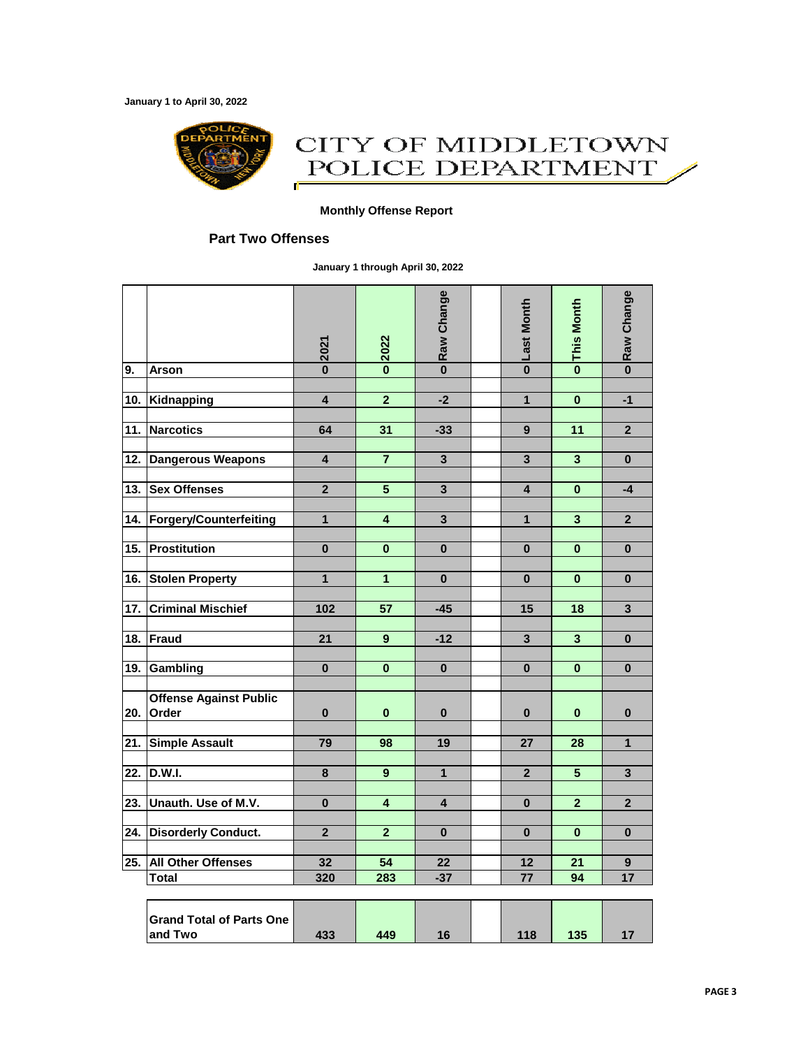January 1 to April 30, 2022

# CITY OF MIDDLETOWN POLICE DEPARTMENT

**Monthly Offense Report**

## Part Two Offenses

**January 1 through April 30, 2022**

| | | 2021 | 2022 | Raw Change | | Last Month | This Month | Raw Change |
|---|---|---|---|---|---|---|---|---|
| 9. | Arson | 0 | 0 | 0 | | 0 | 0 | 0 |
| 10. | Kidnapping | 4 | 2 | -2 | | 1 | 0 | -1 |
| 11. | Narcotics | 64 | 31 | -33 | | 9 | 11 | 2 |
| 12. | Dangerous Weapons | 4 | 7 | 3 | | 3 | 3 | 0 |
| 13. | Sex Offenses | 2 | 5 | 3 | | 4 | 0 | -4 |
| 14. | Forgery/Counterfeiting | 1 | 4 | 3 | | 1 | 3 | 2 |
| 15. | Prostitution | 0 | 0 | 0 | | 0 | 0 | 0 |
| 16. | Stolen Property | 1 | 1 | 0 | | 0 | 0 | 0 |
| 17. | Criminal Mischief | 102 | 57 | -45 | | 15 | 18 | 3 |
| 18. | Fraud | 21 | 9 | -12 | | 3 | 3 | 0 |
| 19. | Gambling | 0 | 0 | 0 | | 0 | 0 | 0 |
| 20. | Offense Against Public Order | 0 | 0 | 0 | | 0 | 0 | 0 |
| 21. | Simple Assault | 79 | 98 | 19 | | 27 | 28 | 1 |
| 22. | D.W.I. | 8 | 9 | 1 | | 2 | 5 | 3 |
| 23. | Unauth. Use of M.V. | 0 | 4 | 4 | | 0 | 2 | 2 |
| 24. | Disorderly Conduct. | 2 | 2 | 0 | | 0 | 0 | 0 |
| 25. | All Other Offenses | 32 | 54 | 22 | | 12 | 21 | 9 |
| | Total | 320 | 283 | -37 | | 77 | 94 | 17 |

| | 2021 | 2022 | Raw Change | | Last Month | This Month | Raw Change |
|---|---|---|---|---|---|---|---|
| Grand Total of Parts One and Two | 433 | 449 | 16 | | 118 | 135 | 17 |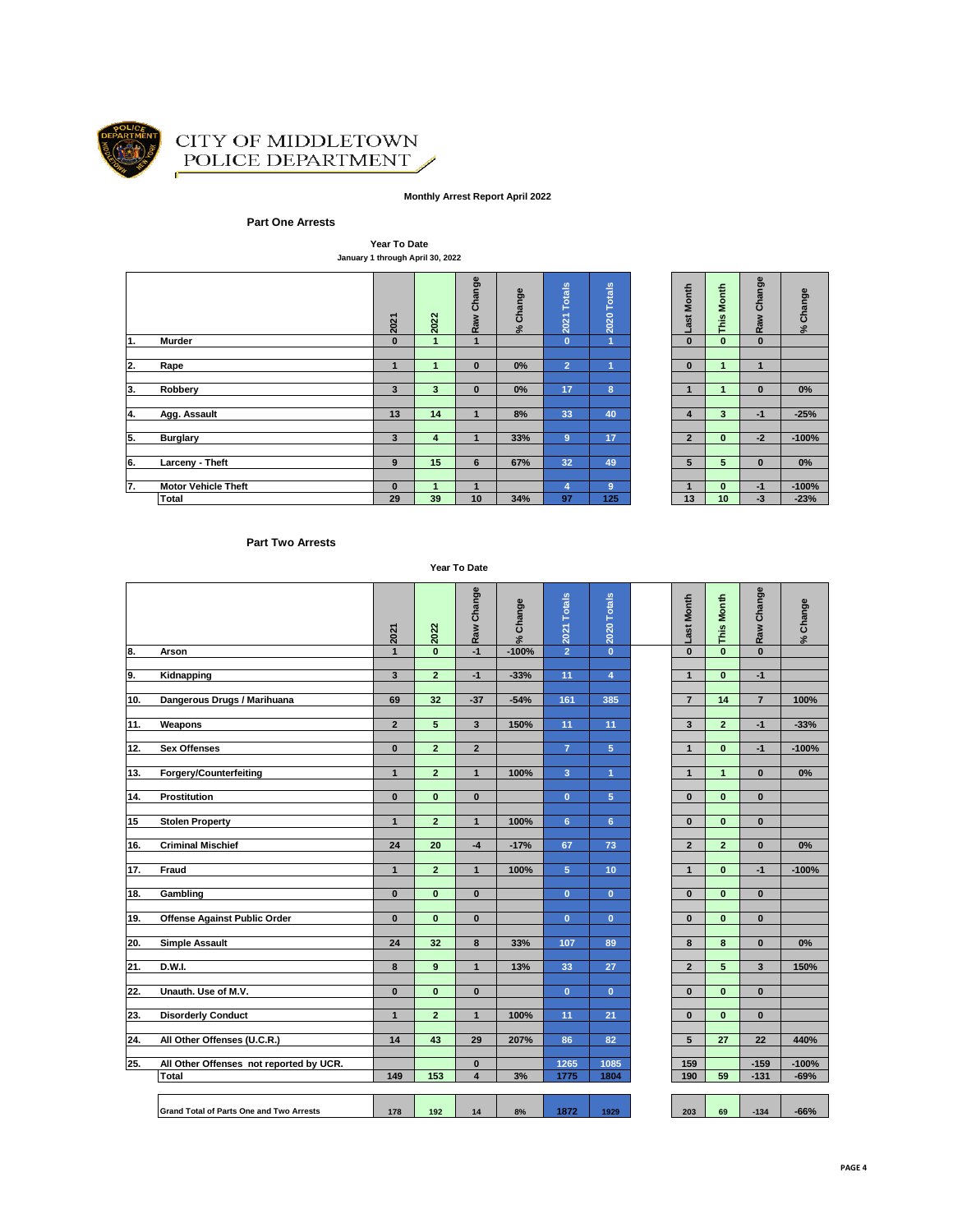CITY OF MIDDLETOWN
POLICE DEPARTMENT

**Monthly Arrest Report April 2022**

## Part One Arrests

**Year To Date**
**January 1 through April 30, 2022**

| | | 2021 | 2022 | Raw Change | % Change | 2021 Totals | 2020 Totals | Last Month | This Month | Raw Change | % Change |
|---|---|---|---|---|---|---|---|---|---|---|---|
| 1. | Murder | 0 | 1 | 1 | | 0 | 1 | 0 | 0 | 0 | |
| 2. | Rape | 1 | 1 | 0 | 0% | 2 | 1 | 0 | 1 | 1 | |
| 3. | Robbery | 3 | 3 | 0 | 0% | 17 | 8 | 1 | 1 | 0 | 0% |
| 4. | Agg. Assault | 13 | 14 | 1 | 8% | 33 | 40 | 4 | 3 | -1 | -25% |
| 5. | Burglary | 3 | 4 | 1 | 33% | 9 | 17 | 2 | 0 | -2 | -100% |
| 6. | Larceny - Theft | 9 | 15 | 6 | 67% | 32 | 49 | 5 | 5 | 0 | 0% |
| 7. | Motor Vehicle Theft | 0 | 1 | 1 | | 4 | 9 | 1 | 0 | -1 | -100% |
| | Total | 29 | 39 | 10 | 34% | 97 | 125 | 13 | 10 | -3 | -23% |

## Part Two Arrests

**Year To Date**

| | | 2021 | 2022 | Raw Change | % Change | 2021 Totals | 2020 Totals | Last Month | This Month | Raw Change | % Change |
|---|---|---|---|---|---|---|---|---|---|---|---|
| 8. | Arson | 1 | 0 | -1 | -100% | 2 | 0 | 0 | 0 | 0 | |
| 9. | Kidnapping | 3 | 2 | -1 | -33% | 11 | 4 | 1 | 0 | -1 | |
| 10. | Dangerous Drugs / Marihuana | 69 | 32 | -37 | -54% | 161 | 385 | 7 | 14 | 7 | 100% |
| 11. | Weapons | 2 | 5 | 3 | 150% | 11 | 11 | 3 | 2 | -1 | -33% |
| 12. | Sex Offenses | 0 | 2 | 2 | | 7 | 5 | 1 | 0 | -1 | -100% |
| 13. | Forgery/Counterfeiting | 1 | 2 | 1 | 100% | 3 | 1 | 1 | 1 | 0 | 0% |
| 14. | Prostitution | 0 | 0 | 0 | | 0 | 5 | 0 | 0 | 0 | |
| 15 | Stolen Property | 1 | 2 | 1 | 100% | 6 | 6 | 0 | 0 | 0 | |
| 16. | Criminal Mischief | 24 | 20 | -4 | -17% | 67 | 73 | 2 | 2 | 0 | 0% |
| 17. | Fraud | 1 | 2 | 1 | 100% | 5 | 10 | 1 | 0 | -1 | -100% |
| 18. | Gambling | 0 | 0 | 0 | | 0 | 0 | 0 | 0 | 0 | |
| 19. | Offense Against Public Order | 0 | 0 | 0 | | 0 | 0 | 0 | 0 | 0 | |
| 20. | Simple Assault | 24 | 32 | 8 | 33% | 107 | 89 | 8 | 8 | 0 | 0% |
| 21. | D.W.I. | 8 | 9 | 1 | 13% | 33 | 27 | 2 | 5 | 3 | 150% |
| 22. | Unauth. Use of M.V. | 0 | 0 | 0 | | 0 | 0 | 0 | 0 | 0 | |
| 23. | Disorderly Conduct | 1 | 2 | 1 | 100% | 11 | 21 | 0 | 0 | 0 | |
| 24. | All Other Offenses (U.C.R.) | 14 | 43 | 29 | 207% | 86 | 82 | 5 | 27 | 22 | 440% |
| 25. | All Other Offenses not reported by UCR. | | | 0 | | 1265 | 1085 | 159 | | -159 | -100% |
| | Total | 149 | 153 | 4 | 3% | 1775 | 1804 | 190 | 59 | -131 | -69% |
| | Grand Total of Parts One and Two Arrests | 178 | 192 | 14 | 8% | 1872 | 1929 | 203 | 69 | -134 | -66% |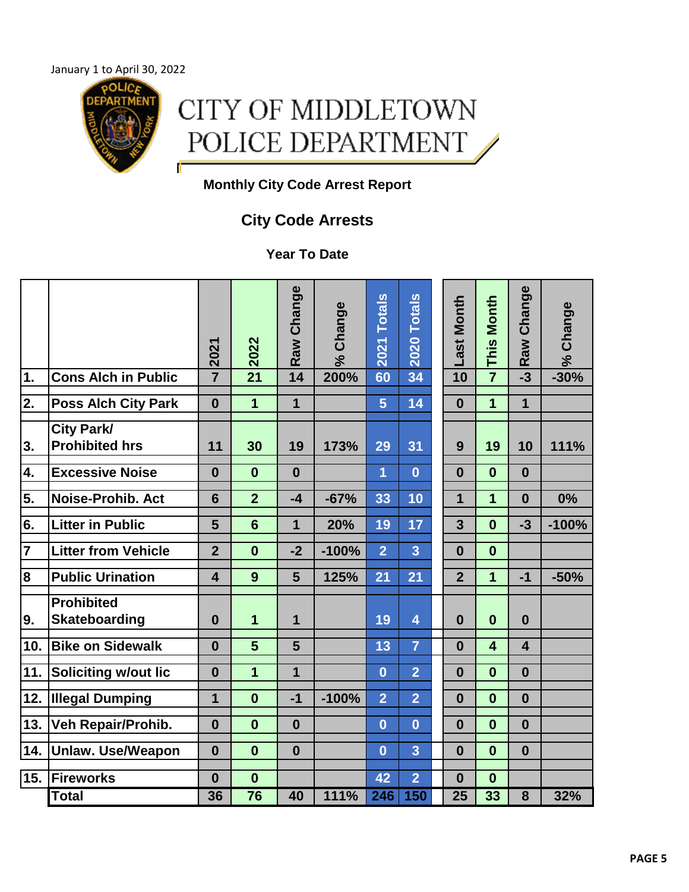January 1 to April 30, 2022

# CITY OF MIDDLETOWN POLICE DEPARTMENT

**Monthly City Code Arrest Report**

## City Code Arrests

**Year To Date**

| | | 2021 | 2022 | Raw Change | % Change | 2021 Totals | 2020 Totals | Last Month | This Month | Raw Change | % Change |
|---|---|---|---|---|---|---|---|---|---|---|---|
| 1. | Cons Alch in Public | 7 | 21 | 14 | 200% | 60 | 34 | 10 | 7 | -3 | -30% |
| 2. | Poss Alch City Park | 0 | 1 | 1 | | 5 | 14 | 0 | 1 | 1 | |
| 3. | City Park/ Prohibited hrs | 11 | 30 | 19 | 173% | 29 | 31 | 9 | 19 | 10 | 111% |
| 4. | Excessive Noise | 0 | 0 | 0 | | 1 | 0 | 0 | 0 | 0 | |
| 5. | Noise-Prohib. Act | 6 | 2 | -4 | -67% | 33 | 10 | 1 | 1 | 0 | 0% |
| 6. | Litter in Public | 5 | 6 | 1 | 20% | 19 | 17 | 3 | 0 | -3 | -100% |
| 7 | Litter from Vehicle | 2 | 0 | -2 | -100% | 2 | 3 | 0 | 0 | | |
| 8 | Public Urination | 4 | 9 | 5 | 125% | 21 | 21 | 2 | 1 | -1 | -50% |
| 9. | Prohibited Skateboarding | 0 | 1 | 1 | | 19 | 4 | 0 | 0 | 0 | |
| 10. | Bike on Sidewalk | 0 | 5 | 5 | | 13 | 7 | 0 | 4 | 4 | |
| 11. | Soliciting w/out lic | 0 | 1 | 1 | | 0 | 2 | 0 | 0 | 0 | |
| 12. | Illegal Dumping | 1 | 0 | -1 | -100% | 2 | 2 | 0 | 0 | 0 | |
| 13. | Veh Repair/Prohib. | 0 | 0 | 0 | | 0 | 0 | 0 | 0 | 0 | |
| 14. | Unlaw. Use/Weapon | 0 | 0 | 0 | | 0 | 3 | 0 | 0 | 0 | |
| 15. | Fireworks | 0 | 0 | | | 42 | 2 | 0 | 0 | | |
| | Total | 36 | 76 | 40 | 111% | 246 | 150 | 25 | 33 | 8 | 32% |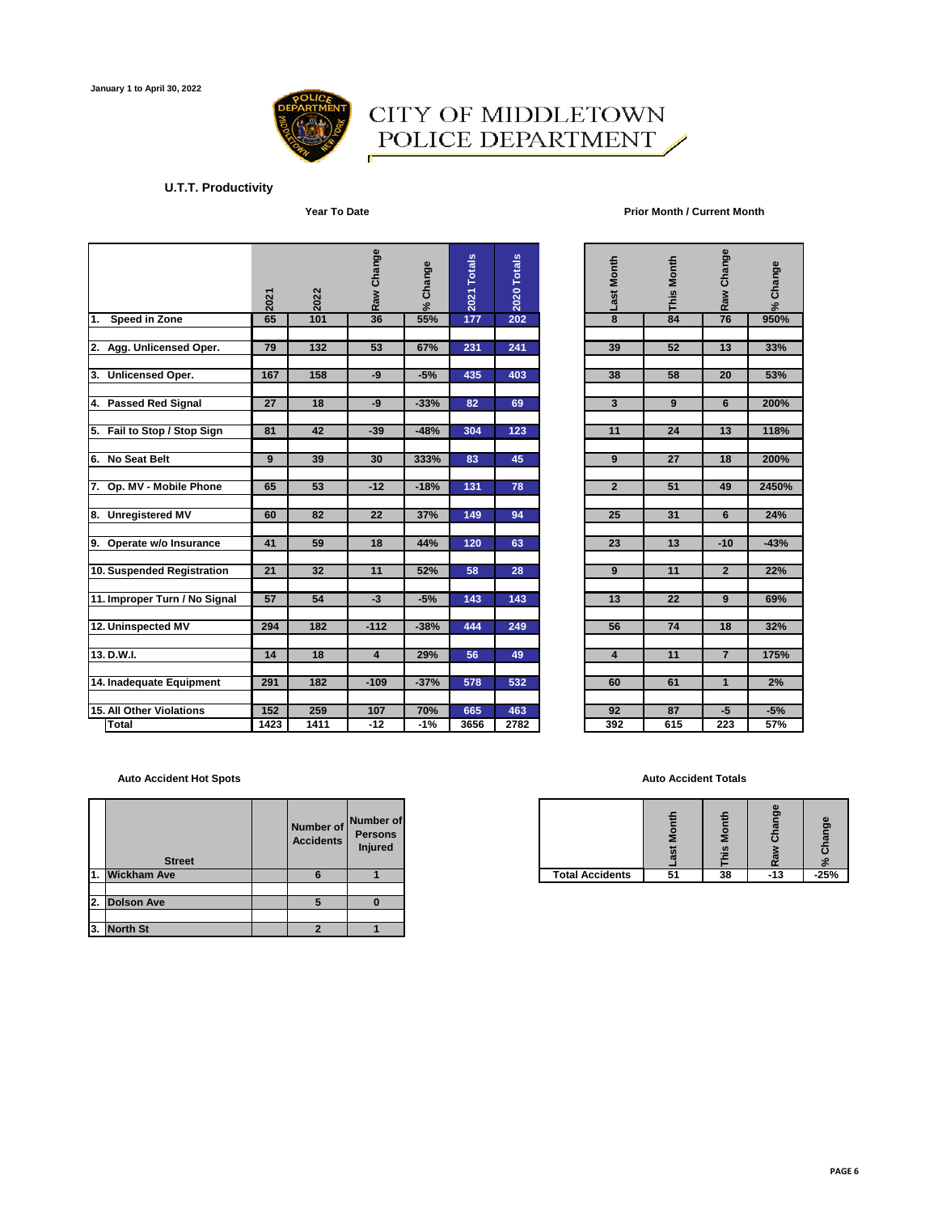January 1 to April 30, 2022

# CITY OF MIDDLETOWN POLICE DEPARTMENT

## U.T.T. Productivity

**Year To Date** / **Prior Month / Current Month**

| | 2021 | 2022 | Raw Change | % Change | 2021 Totals | 2020 Totals | Last Month | This Month | Raw Change | % Change |
|---|---|---|---|---|---|---|---|---|---|---|
| 1. Speed in Zone | 65 | 101 | 36 | 55% | 177 | 202 | 8 | 84 | 76 | 950% |
| 2. Agg. Unlicensed Oper. | 79 | 132 | 53 | 67% | 231 | 241 | 39 | 52 | 13 | 33% |
| 3. Unlicensed Oper. | 167 | 158 | -9 | -5% | 435 | 403 | 38 | 58 | 20 | 53% |
| 4. Passed Red Signal | 27 | 18 | -9 | -33% | 82 | 69 | 3 | 9 | 6 | 200% |
| 5. Fail to Stop / Stop Sign | 81 | 42 | -39 | -48% | 304 | 123 | 11 | 24 | 13 | 118% |
| 6. No Seat Belt | 9 | 39 | 30 | 333% | 83 | 45 | 9 | 27 | 18 | 200% |
| 7. Op. MV - Mobile Phone | 65 | 53 | -12 | -18% | 131 | 78 | 2 | 51 | 49 | 2450% |
| 8. Unregistered MV | 60 | 82 | 22 | 37% | 149 | 94 | 25 | 31 | 6 | 24% |
| 9. Operate w/o Insurance | 41 | 59 | 18 | 44% | 120 | 63 | 23 | 13 | -10 | -43% |
| 10. Suspended Registration | 21 | 32 | 11 | 52% | 58 | 28 | 9 | 11 | 2 | 22% |
| 11. Improper Turn / No Signal | 57 | 54 | -3 | -5% | 143 | 143 | 13 | 22 | 9 | 69% |
| 12. Uninspected MV | 294 | 182 | -112 | -38% | 444 | 249 | 56 | 74 | 18 | 32% |
| 13. D.W.I. | 14 | 18 | 4 | 29% | 56 | 49 | 4 | 11 | 7 | 175% |
| 14. Inadequate Equipment | 291 | 182 | -109 | -37% | 578 | 532 | 60 | 61 | 1 | 2% |
| 15. All Other Violations | 152 | 259 | 107 | 70% | 665 | 463 | 92 | 87 | -5 | -5% |
| Total | 1423 | 1411 | -12 | -1% | 3656 | 2782 | 392 | 615 | 223 | 57% |

**Auto Accident Hot Spots**

| | Street | | Number of Accidents | Number of Persons Injured |
|---|---|---|---|---|
| 1. | Wickham Ave | | 6 | 1 |
| 2. | Dolson Ave | | 5 | 0 |
| 3. | North St | | 2 | 1 |

**Auto Accident Totals**

| | Last Month | This Month | Raw Change | % Change |
|---|---|---|---|---|
| Total Accidents | 51 | 38 | -13 | -25% |